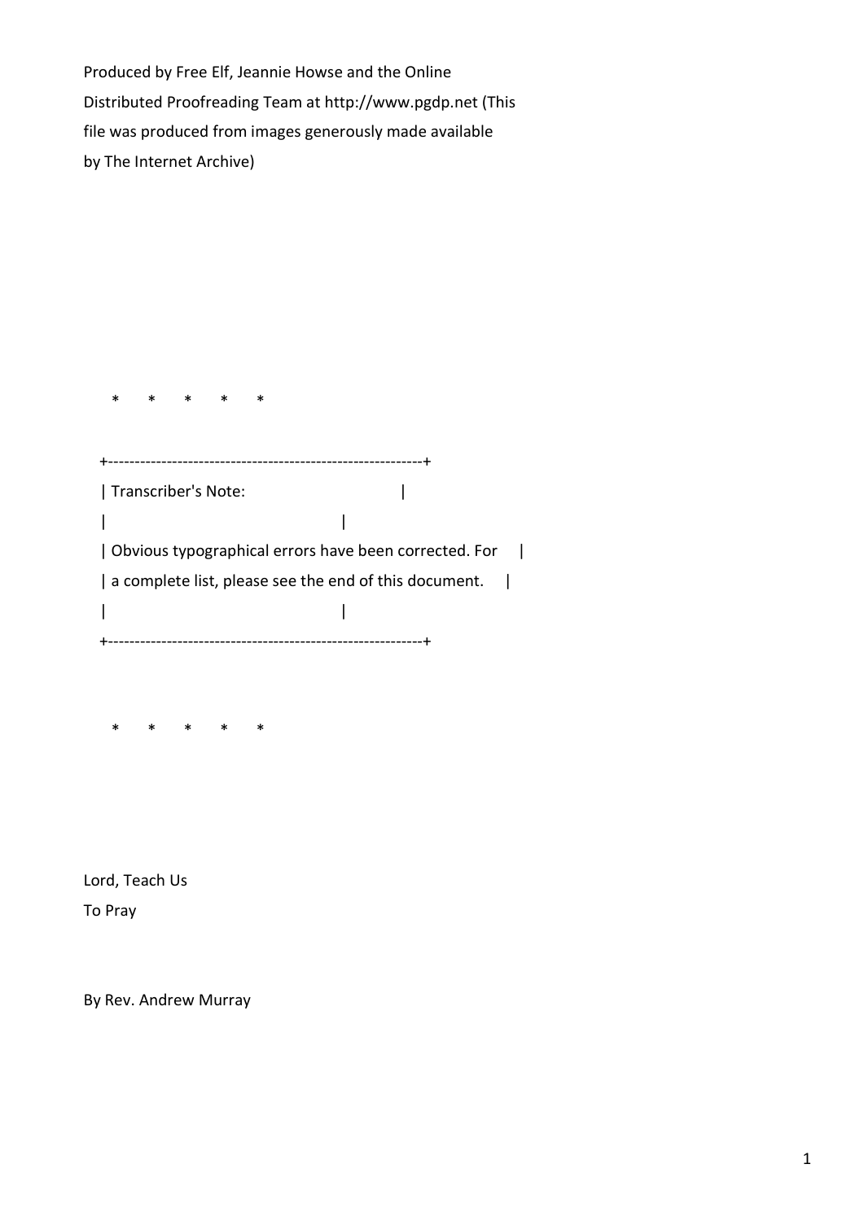Produced by Free Elf, Jeannie Howse and the Online Distributed Proofreading Team at http://www.pgdp.net (This file was produced from images generously made available by The Internet Archive)

\*       \*       \*       \*       \*

```
+-----------------------------------------------------------+
| Transcriber's Note:                                       |
|                                                           |
| Obvious typographical errors have been corrected. For     |
| a complete list, please see the end of this document.     |
|                                                           |
+-----------------------------------------------------------+
```

\*       \*       \*       \*       \*

Lord, Teach Us
To Pray

By Rev. Andrew Murray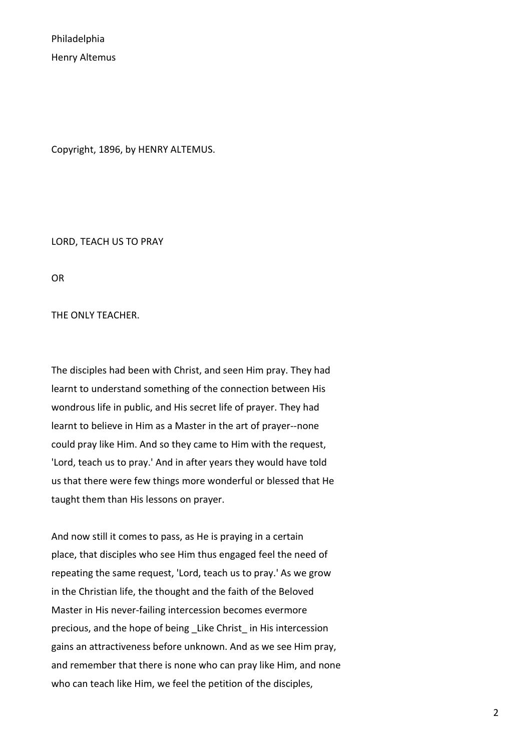Philadelphia

Henry Altemus

Copyright, 1896, by HENRY ALTEMUS.

# LORD, TEACH US TO PRAY

OR

# THE ONLY TEACHER.

The disciples had been with Christ, and seen Him pray. They had learnt to understand something of the connection between His wondrous life in public, and His secret life of prayer. They had learnt to believe in Him as a Master in the art of prayer--none could pray like Him. And so they came to Him with the request, 'Lord, teach us to pray.' And in after years they would have told us that there were few things more wonderful or blessed that He taught them than His lessons on prayer.

And now still it comes to pass, as He is praying in a certain place, that disciples who see Him thus engaged feel the need of repeating the same request, 'Lord, teach us to pray.' As we grow in the Christian life, the thought and the faith of the Beloved Master in His never-failing intercession becomes evermore precious, and the hope of being _Like Christ_ in His intercession gains an attractiveness before unknown. And as we see Him pray, and remember that there is none who can pray like Him, and none who can teach like Him, we feel the petition of the disciples,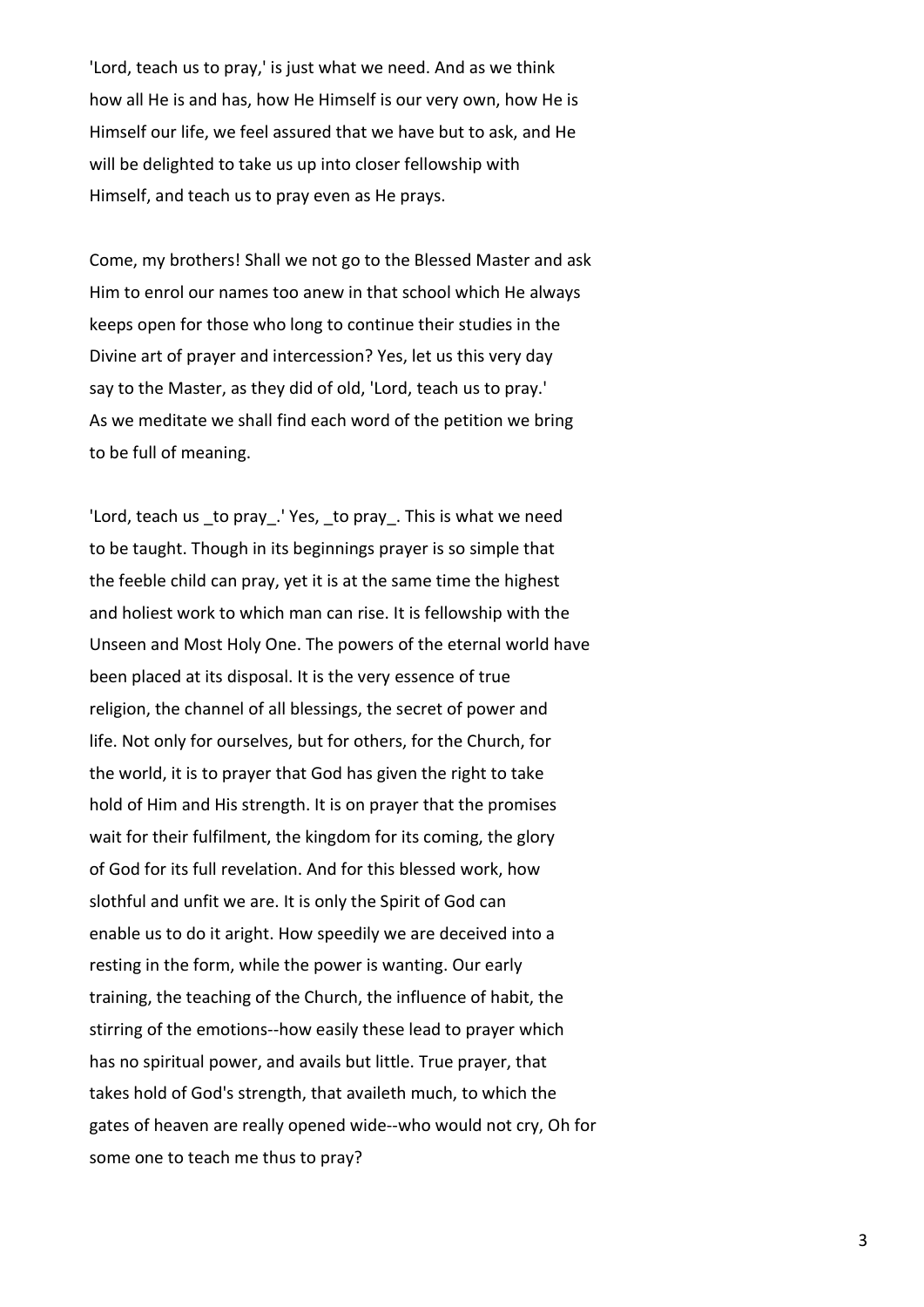'Lord, teach us to pray,' is just what we need. And as we think how all He is and has, how He Himself is our very own, how He is Himself our life, we feel assured that we have but to ask, and He will be delighted to take us up into closer fellowship with Himself, and teach us to pray even as He prays.

Come, my brothers! Shall we not go to the Blessed Master and ask Him to enrol our names too anew in that school which He always keeps open for those who long to continue their studies in the Divine art of prayer and intercession? Yes, let us this very day say to the Master, as they did of old, 'Lord, teach us to pray.' As we meditate we shall find each word of the petition we bring to be full of meaning.

'Lord, teach us _to pray_.' Yes, _to pray_. This is what we need to be taught. Though in its beginnings prayer is so simple that the feeble child can pray, yet it is at the same time the highest and holiest work to which man can rise. It is fellowship with the Unseen and Most Holy One. The powers of the eternal world have been placed at its disposal. It is the very essence of true religion, the channel of all blessings, the secret of power and life. Not only for ourselves, but for others, for the Church, for the world, it is to prayer that God has given the right to take hold of Him and His strength. It is on prayer that the promises wait for their fulfilment, the kingdom for its coming, the glory of God for its full revelation. And for this blessed work, how slothful and unfit we are. It is only the Spirit of God can enable us to do it aright. How speedily we are deceived into a resting in the form, while the power is wanting. Our early training, the teaching of the Church, the influence of habit, the stirring of the emotions--how easily these lead to prayer which has no spiritual power, and avails but little. True prayer, that takes hold of God's strength, that availeth much, to which the gates of heaven are really opened wide--who would not cry, Oh for some one to teach me thus to pray?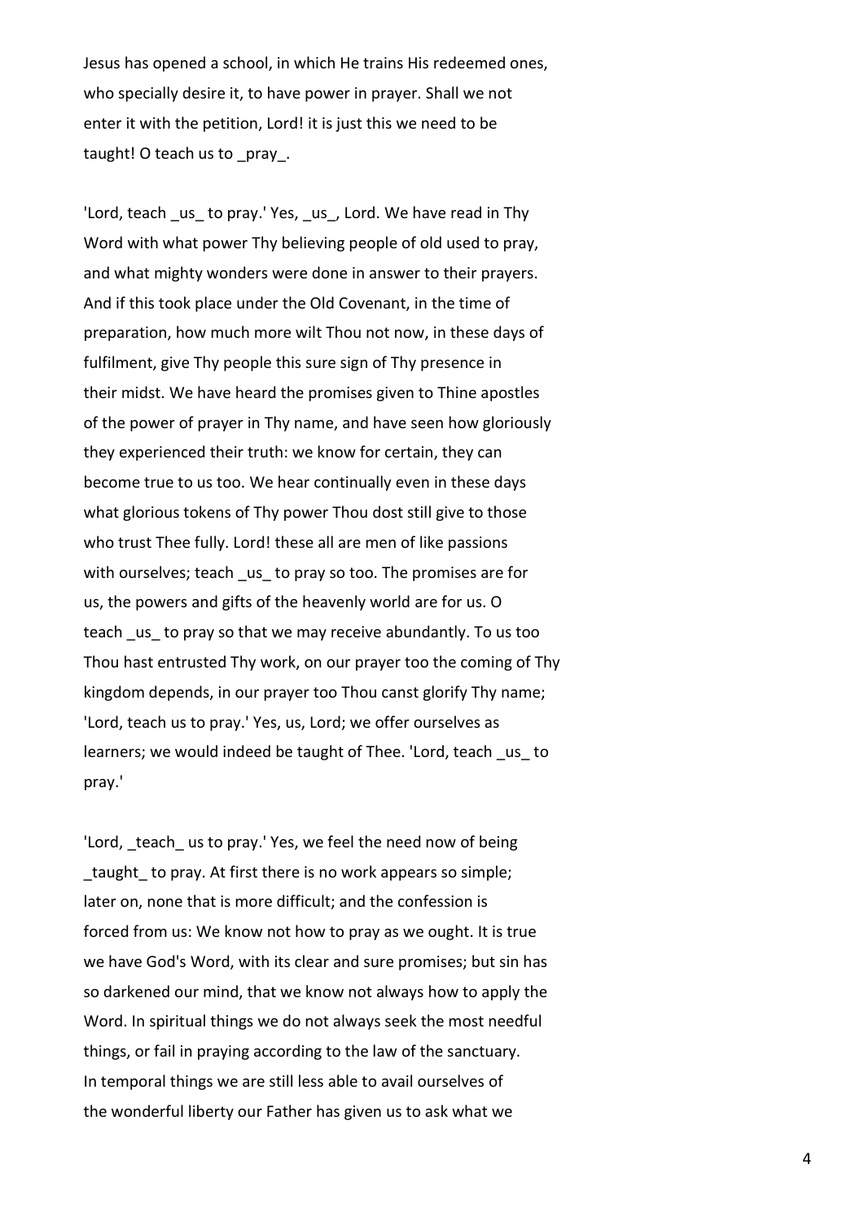Jesus has opened a school, in which He trains His redeemed ones, who specially desire it, to have power in prayer. Shall we not enter it with the petition, Lord! it is just this we need to be taught! O teach us to _pray_.

'Lord, teach _us_ to pray.' Yes, _us_, Lord. We have read in Thy Word with what power Thy believing people of old used to pray, and what mighty wonders were done in answer to their prayers. And if this took place under the Old Covenant, in the time of preparation, how much more wilt Thou not now, in these days of fulfilment, give Thy people this sure sign of Thy presence in their midst. We have heard the promises given to Thine apostles of the power of prayer in Thy name, and have seen how gloriously they experienced their truth: we know for certain, they can become true to us too. We hear continually even in these days what glorious tokens of Thy power Thou dost still give to those who trust Thee fully. Lord! these all are men of like passions with ourselves; teach _us_ to pray so too. The promises are for us, the powers and gifts of the heavenly world are for us. O teach _us_ to pray so that we may receive abundantly. To us too Thou hast entrusted Thy work, on our prayer too the coming of Thy kingdom depends, in our prayer too Thou canst glorify Thy name; 'Lord, teach us to pray.' Yes, us, Lord; we offer ourselves as learners; we would indeed be taught of Thee. 'Lord, teach _us_ to pray.'

'Lord, _teach_ us to pray.' Yes, we feel the need now of being _taught_ to pray. At first there is no work appears so simple; later on, none that is more difficult; and the confession is forced from us: We know not how to pray as we ought. It is true we have God's Word, with its clear and sure promises; but sin has so darkened our mind, that we know not always how to apply the Word. In spiritual things we do not always seek the most needful things, or fail in praying according to the law of the sanctuary. In temporal things we are still less able to avail ourselves of the wonderful liberty our Father has given us to ask what we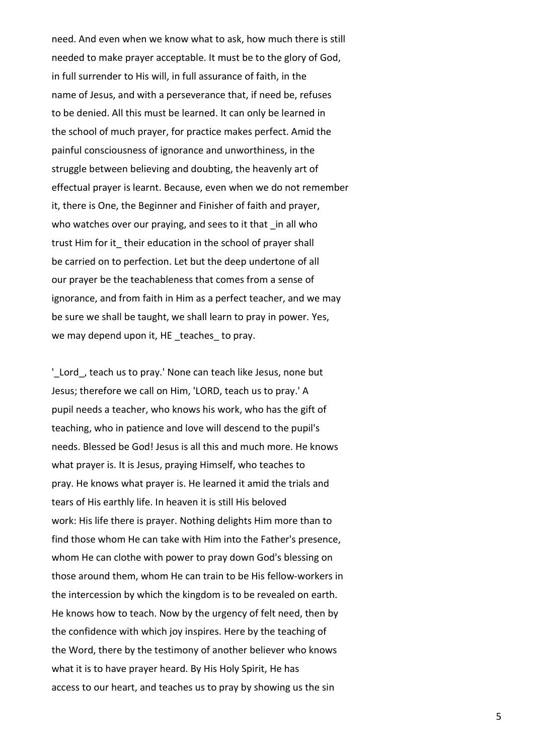need. And even when we know what to ask, how much there is still needed to make prayer acceptable. It must be to the glory of God, in full surrender to His will, in full assurance of faith, in the name of Jesus, and with a perseverance that, if need be, refuses to be denied. All this must be learned. It can only be learned in the school of much prayer, for practice makes perfect. Amid the painful consciousness of ignorance and unworthiness, in the struggle between believing and doubting, the heavenly art of effectual prayer is learnt. Because, even when we do not remember it, there is One, the Beginner and Finisher of faith and prayer, who watches over our praying, and sees to it that _in all who trust Him for it_ their education in the school of prayer shall be carried on to perfection. Let but the deep undertone of all our prayer be the teachableness that comes from a sense of ignorance, and from faith in Him as a perfect teacher, and we may be sure we shall be taught, we shall learn to pray in power. Yes, we may depend upon it, HE _teaches_ to pray.

'_Lord_, teach us to pray.' None can teach like Jesus, none but Jesus; therefore we call on Him, 'LORD, teach us to pray.' A pupil needs a teacher, who knows his work, who has the gift of teaching, who in patience and love will descend to the pupil's needs. Blessed be God! Jesus is all this and much more. He knows what prayer is. It is Jesus, praying Himself, who teaches to pray. He knows what prayer is. He learned it amid the trials and tears of His earthly life. In heaven it is still His beloved work: His life there is prayer. Nothing delights Him more than to find those whom He can take with Him into the Father's presence, whom He can clothe with power to pray down God's blessing on those around them, whom He can train to be His fellow-workers in the intercession by which the kingdom is to be revealed on earth. He knows how to teach. Now by the urgency of felt need, then by the confidence with which joy inspires. Here by the teaching of the Word, there by the testimony of another believer who knows what it is to have prayer heard. By His Holy Spirit, He has access to our heart, and teaches us to pray by showing us the sin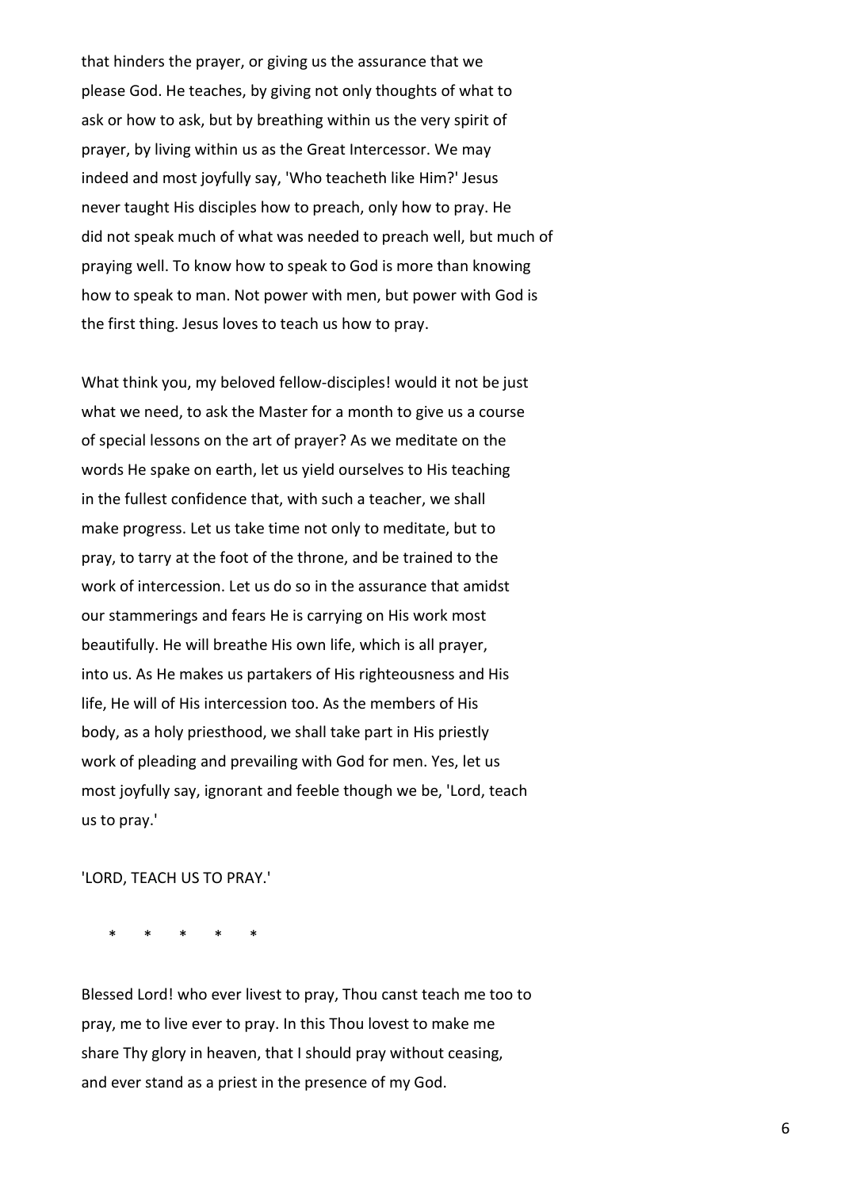that hinders the prayer, or giving us the assurance that we please God. He teaches, by giving not only thoughts of what to ask or how to ask, but by breathing within us the very spirit of prayer, by living within us as the Great Intercessor. We may indeed and most joyfully say, 'Who teacheth like Him?' Jesus never taught His disciples how to preach, only how to pray. He did not speak much of what was needed to preach well, but much of praying well. To know how to speak to God is more than knowing how to speak to man. Not power with men, but power with God is the first thing. Jesus loves to teach us how to pray.

What think you, my beloved fellow-disciples! would it not be just what we need, to ask the Master for a month to give us a course of special lessons on the art of prayer? As we meditate on the words He spake on earth, let us yield ourselves to His teaching in the fullest confidence that, with such a teacher, we shall make progress. Let us take time not only to meditate, but to pray, to tarry at the foot of the throne, and be trained to the work of intercession. Let us do so in the assurance that amidst our stammerings and fears He is carrying on His work most beautifully. He will breathe His own life, which is all prayer, into us. As He makes us partakers of His righteousness and His life, He will of His intercession too. As the members of His body, as a holy priesthood, we shall take part in His priestly work of pleading and prevailing with God for men. Yes, let us most joyfully say, ignorant and feeble though we be, 'Lord, teach us to pray.'

'LORD, TEACH US TO PRAY.'

\*     \*     \*     \*     \*

Blessed Lord! who ever livest to pray, Thou canst teach me too to pray, me to live ever to pray. In this Thou lovest to make me share Thy glory in heaven, that I should pray without ceasing, and ever stand as a priest in the presence of my God.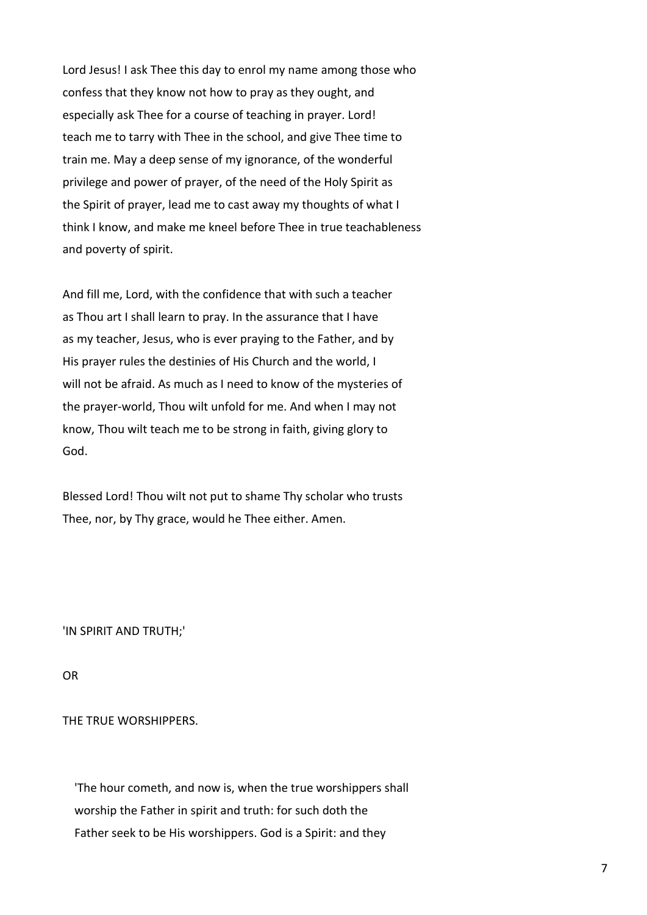Lord Jesus! I ask Thee this day to enrol my name among those who confess that they know not how to pray as they ought, and especially ask Thee for a course of teaching in prayer. Lord! teach me to tarry with Thee in the school, and give Thee time to train me. May a deep sense of my ignorance, of the wonderful privilege and power of prayer, of the need of the Holy Spirit as the Spirit of prayer, lead me to cast away my thoughts of what I think I know, and make me kneel before Thee in true teachableness and poverty of spirit.

And fill me, Lord, with the confidence that with such a teacher as Thou art I shall learn to pray. In the assurance that I have as my teacher, Jesus, who is ever praying to the Father, and by His prayer rules the destinies of His Church and the world, I will not be afraid. As much as I need to know of the mysteries of the prayer-world, Thou wilt unfold for me. And when I may not know, Thou wilt teach me to be strong in faith, giving glory to God.

Blessed Lord! Thou wilt not put to shame Thy scholar who trusts Thee, nor, by Thy grace, would he Thee either. Amen.

## 'IN SPIRIT AND TRUTH;'

## OR

## THE TRUE WORSHIPPERS.

> 'The hour cometh, and now is, when the true worshippers shall worship the Father in spirit and truth: for such doth the Father seek to be His worshippers. God is a Spirit: and they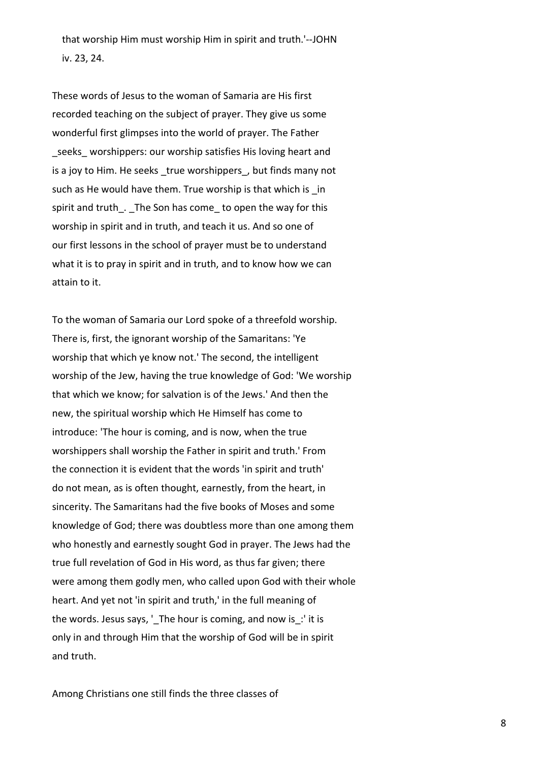that worship Him must worship Him in spirit and truth.'--JOHN iv. 23, 24.

These words of Jesus to the woman of Samaria are His first recorded teaching on the subject of prayer. They give us some wonderful first glimpses into the world of prayer. The Father _seeks_ worshippers: our worship satisfies His loving heart and is a joy to Him. He seeks _true worshippers_, but finds many not such as He would have them. True worship is that which is _in spirit and truth_. _The Son has come_ to open the way for this worship in spirit and in truth, and teach it us. And so one of our first lessons in the school of prayer must be to understand what it is to pray in spirit and in truth, and to know how we can attain to it.

To the woman of Samaria our Lord spoke of a threefold worship. There is, first, the ignorant worship of the Samaritans: 'Ye worship that which ye know not.' The second, the intelligent worship of the Jew, having the true knowledge of God: 'We worship that which we know; for salvation is of the Jews.' And then the new, the spiritual worship which He Himself has come to introduce: 'The hour is coming, and is now, when the true worshippers shall worship the Father in spirit and truth.' From the connection it is evident that the words 'in spirit and truth' do not mean, as is often thought, earnestly, from the heart, in sincerity. The Samaritans had the five books of Moses and some knowledge of God; there was doubtless more than one among them who honestly and earnestly sought God in prayer. The Jews had the true full revelation of God in His word, as thus far given; there were among them godly men, who called upon God with their whole heart. And yet not 'in spirit and truth,' in the full meaning of the words. Jesus says, '_The hour is coming, and now is_:' it is only in and through Him that the worship of God will be in spirit and truth.

Among Christians one still finds the three classes of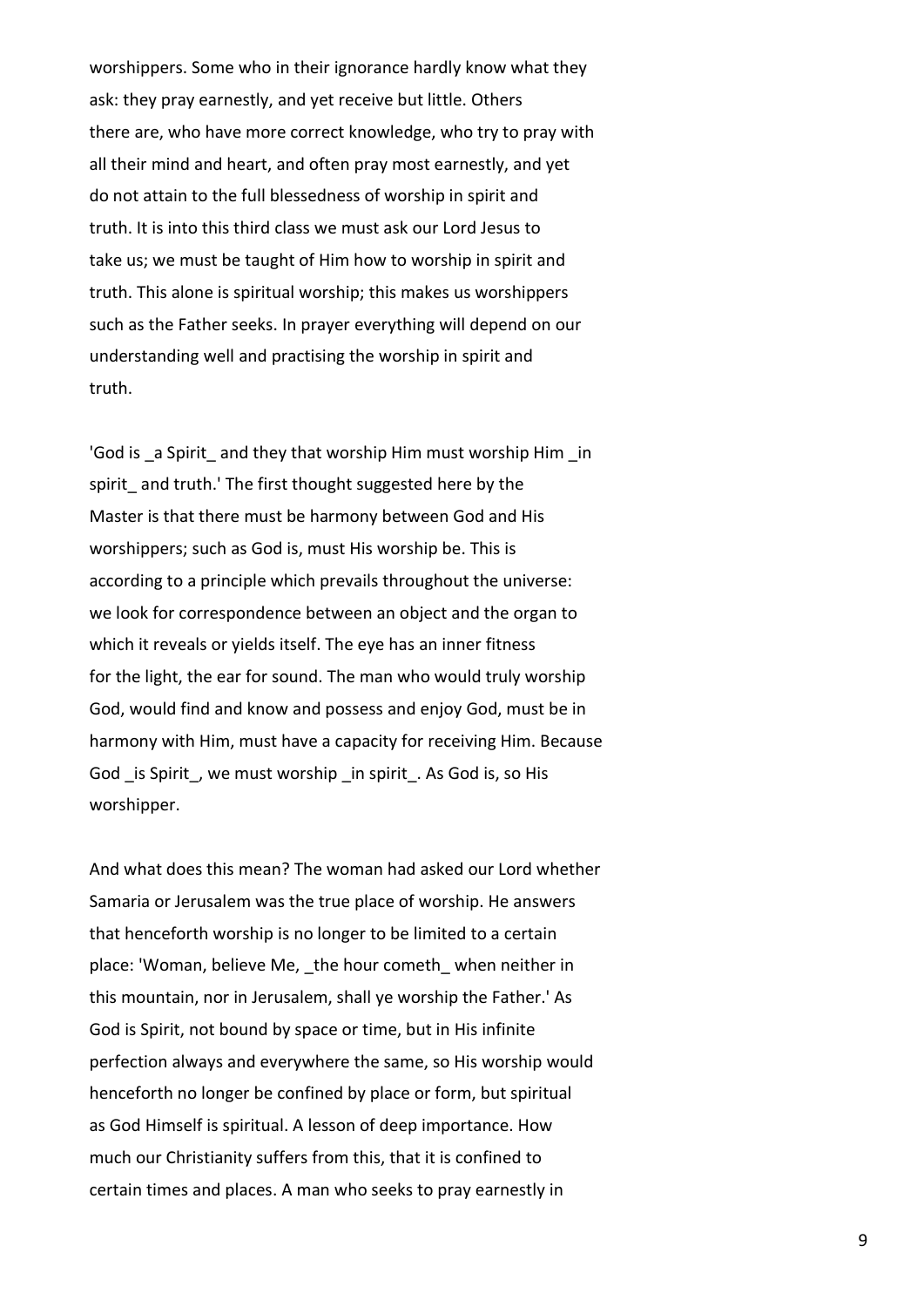worshippers. Some who in their ignorance hardly know what they ask: they pray earnestly, and yet receive but little. Others there are, who have more correct knowledge, who try to pray with all their mind and heart, and often pray most earnestly, and yet do not attain to the full blessedness of worship in spirit and truth. It is into this third class we must ask our Lord Jesus to take us; we must be taught of Him how to worship in spirit and truth. This alone is spiritual worship; this makes us worshippers such as the Father seeks. In prayer everything will depend on our understanding well and practising the worship in spirit and truth.

'God is _a Spirit_ and they that worship Him must worship Him _in spirit_ and truth.' The first thought suggested here by the Master is that there must be harmony between God and His worshippers; such as God is, must His worship be. This is according to a principle which prevails throughout the universe: we look for correspondence between an object and the organ to which it reveals or yields itself. The eye has an inner fitness for the light, the ear for sound. The man who would truly worship God, would find and know and possess and enjoy God, must be in harmony with Him, must have a capacity for receiving Him. Because God _is Spirit_, we must worship _in spirit_. As God is, so His worshipper.

And what does this mean? The woman had asked our Lord whether Samaria or Jerusalem was the true place of worship. He answers that henceforth worship is no longer to be limited to a certain place: 'Woman, believe Me, _the hour cometh_ when neither in this mountain, nor in Jerusalem, shall ye worship the Father.' As God is Spirit, not bound by space or time, but in His infinite perfection always and everywhere the same, so His worship would henceforth no longer be confined by place or form, but spiritual as God Himself is spiritual. A lesson of deep importance. How much our Christianity suffers from this, that it is confined to certain times and places. A man who seeks to pray earnestly in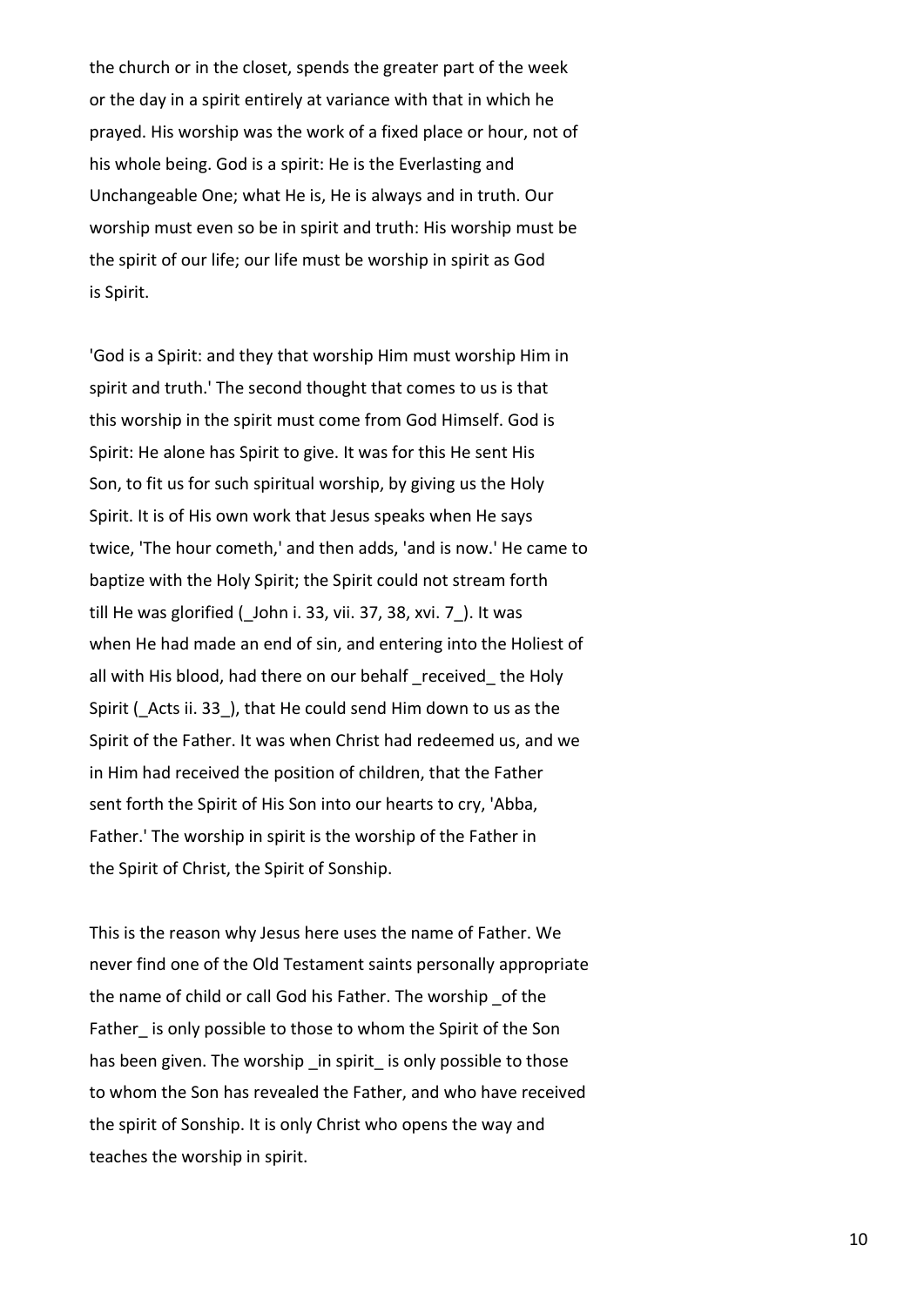the church or in the closet, spends the greater part of the week or the day in a spirit entirely at variance with that in which he prayed. His worship was the work of a fixed place or hour, not of his whole being. God is a spirit: He is the Everlasting and Unchangeable One; what He is, He is always and in truth. Our worship must even so be in spirit and truth: His worship must be the spirit of our life; our life must be worship in spirit as God is Spirit.

'God is a Spirit: and they that worship Him must worship Him in spirit and truth.' The second thought that comes to us is that this worship in the spirit must come from God Himself. God is Spirit: He alone has Spirit to give. It was for this He sent His Son, to fit us for such spiritual worship, by giving us the Holy Spirit. It is of His own work that Jesus speaks when He says twice, 'The hour cometh,' and then adds, 'and is now.' He came to baptize with the Holy Spirit; the Spirit could not stream forth till He was glorified (_John i. 33, vii. 37, 38, xvi. 7_). It was when He had made an end of sin, and entering into the Holiest of all with His blood, had there on our behalf _received_ the Holy Spirit (_Acts ii. 33_), that He could send Him down to us as the Spirit of the Father. It was when Christ had redeemed us, and we in Him had received the position of children, that the Father sent forth the Spirit of His Son into our hearts to cry, 'Abba, Father.' The worship in spirit is the worship of the Father in the Spirit of Christ, the Spirit of Sonship.

This is the reason why Jesus here uses the name of Father. We never find one of the Old Testament saints personally appropriate the name of child or call God his Father. The worship _of the Father_ is only possible to those to whom the Spirit of the Son has been given. The worship _in spirit_ is only possible to those to whom the Son has revealed the Father, and who have received the spirit of Sonship. It is only Christ who opens the way and teaches the worship in spirit.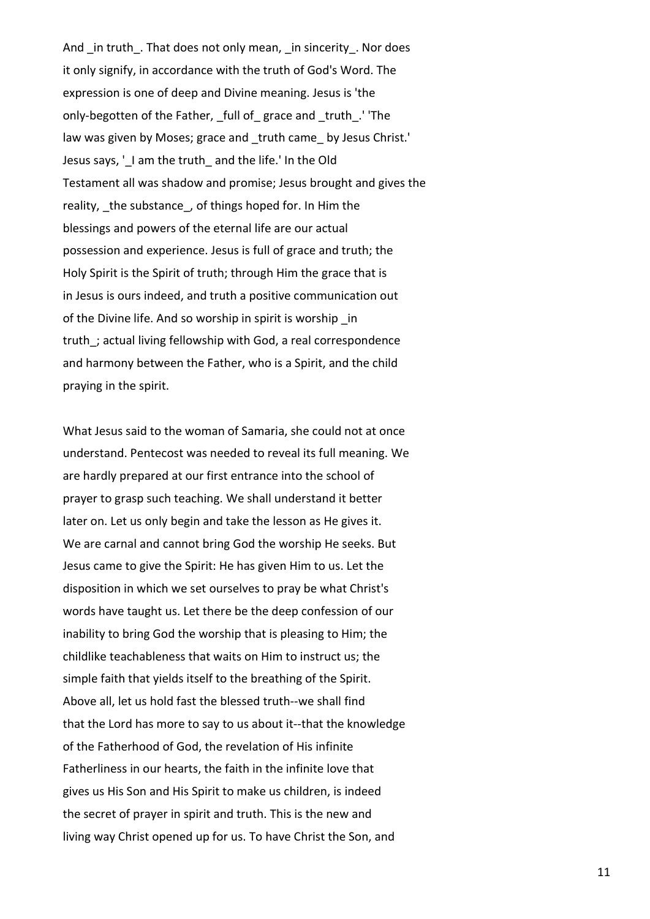And _in truth_. That does not only mean, _in sincerity_. Nor does it only signify, in accordance with the truth of God's Word. The expression is one of deep and Divine meaning. Jesus is 'the only-begotten of the Father, _full of_ grace and _truth_.' 'The law was given by Moses; grace and _truth came_ by Jesus Christ.' Jesus says, '_I am the truth_ and the life.' In the Old Testament all was shadow and promise; Jesus brought and gives the reality, _the substance_, of things hoped for. In Him the blessings and powers of the eternal life are our actual possession and experience. Jesus is full of grace and truth; the Holy Spirit is the Spirit of truth; through Him the grace that is in Jesus is ours indeed, and truth a positive communication out of the Divine life. And so worship in spirit is worship _in truth_; actual living fellowship with God, a real correspondence and harmony between the Father, who is a Spirit, and the child praying in the spirit.

What Jesus said to the woman of Samaria, she could not at once understand. Pentecost was needed to reveal its full meaning. We are hardly prepared at our first entrance into the school of prayer to grasp such teaching. We shall understand it better later on. Let us only begin and take the lesson as He gives it. We are carnal and cannot bring God the worship He seeks. But Jesus came to give the Spirit: He has given Him to us. Let the disposition in which we set ourselves to pray be what Christ's words have taught us. Let there be the deep confession of our inability to bring God the worship that is pleasing to Him; the childlike teachableness that waits on Him to instruct us; the simple faith that yields itself to the breathing of the Spirit. Above all, let us hold fast the blessed truth--we shall find that the Lord has more to say to us about it--that the knowledge of the Fatherhood of God, the revelation of His infinite Fatherliness in our hearts, the faith in the infinite love that gives us His Son and His Spirit to make us children, is indeed the secret of prayer in spirit and truth. This is the new and living way Christ opened up for us. To have Christ the Son, and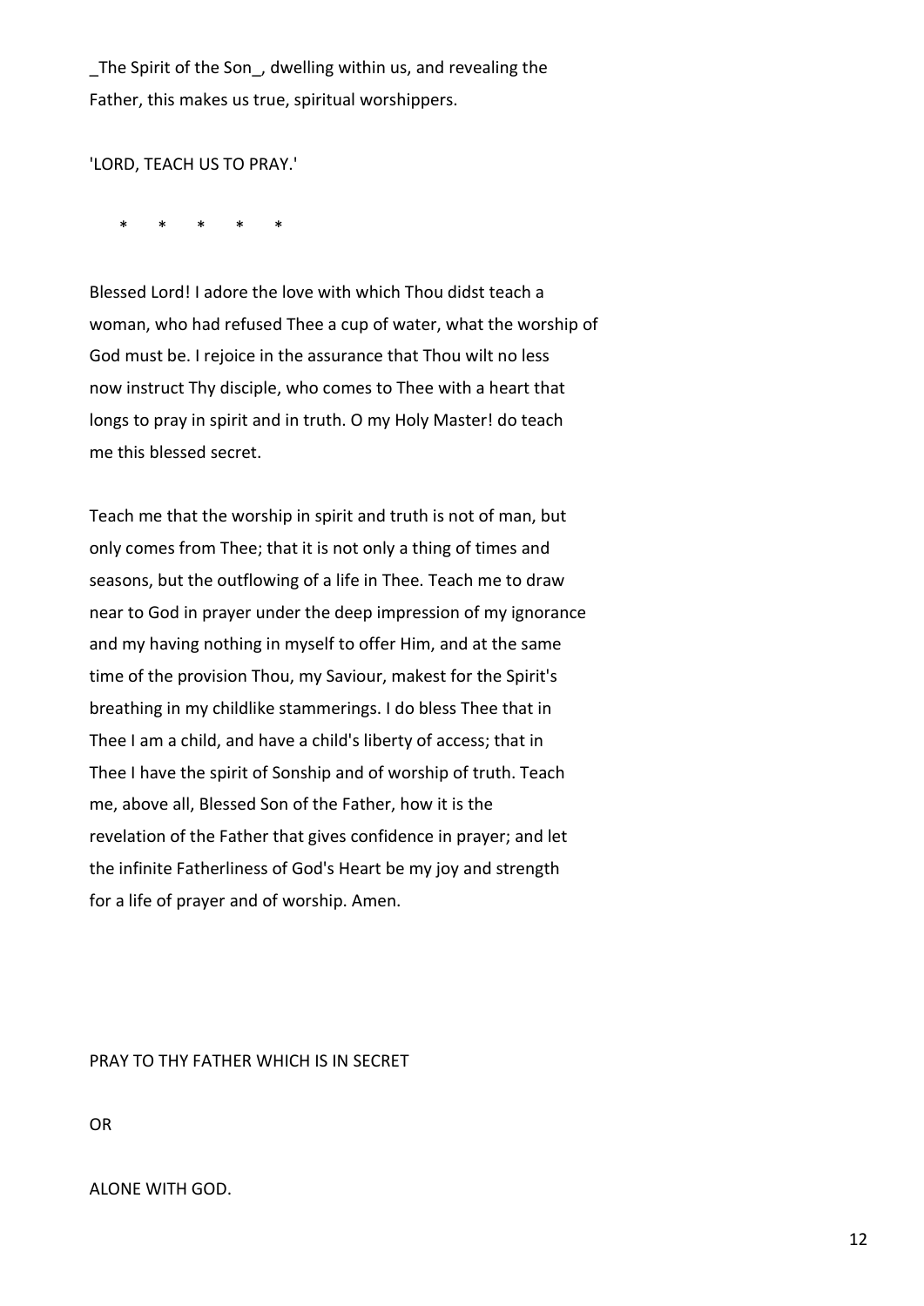_The Spirit of the Son_, dwelling within us, and revealing the Father, this makes us true, spiritual worshippers.

'LORD, TEACH US TO PRAY.'

\*     \*     \*     \*     \*

Blessed Lord! I adore the love with which Thou didst teach a woman, who had refused Thee a cup of water, what the worship of God must be. I rejoice in the assurance that Thou wilt no less now instruct Thy disciple, who comes to Thee with a heart that longs to pray in spirit and in truth. O my Holy Master! do teach me this blessed secret.

Teach me that the worship in spirit and truth is not of man, but only comes from Thee; that it is not only a thing of times and seasons, but the outflowing of a life in Thee. Teach me to draw near to God in prayer under the deep impression of my ignorance and my having nothing in myself to offer Him, and at the same time of the provision Thou, my Saviour, makest for the Spirit's breathing in my childlike stammerings. I do bless Thee that in Thee I am a child, and have a child's liberty of access; that in Thee I have the spirit of Sonship and of worship of truth. Teach me, above all, Blessed Son of the Father, how it is the revelation of the Father that gives confidence in prayer; and let the infinite Fatherliness of God's Heart be my joy and strength for a life of prayer and of worship. Amen.

## PRAY TO THY FATHER WHICH IS IN SECRET

OR

ALONE WITH GOD.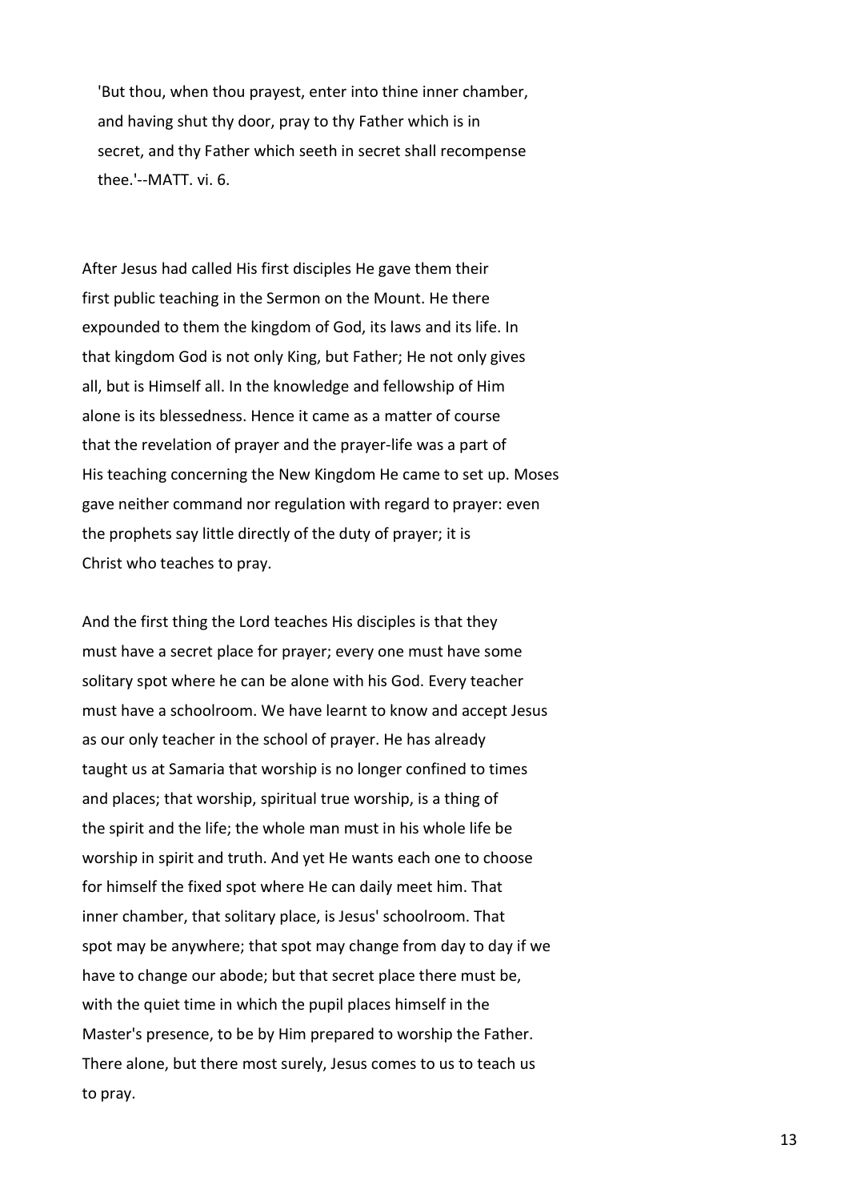> 'But thou, when thou prayest, enter into thine inner chamber, and having shut thy door, pray to thy Father which is in secret, and thy Father which seeth in secret shall recompense thee.'--MATT. vi. 6.

After Jesus had called His first disciples He gave them their first public teaching in the Sermon on the Mount. He there expounded to them the kingdom of God, its laws and its life. In that kingdom God is not only King, but Father; He not only gives all, but is Himself all. In the knowledge and fellowship of Him alone is its blessedness. Hence it came as a matter of course that the revelation of prayer and the prayer-life was a part of His teaching concerning the New Kingdom He came to set up. Moses gave neither command nor regulation with regard to prayer: even the prophets say little directly of the duty of prayer; it is Christ who teaches to pray.

And the first thing the Lord teaches His disciples is that they must have a secret place for prayer; every one must have some solitary spot where he can be alone with his God. Every teacher must have a schoolroom. We have learnt to know and accept Jesus as our only teacher in the school of prayer. He has already taught us at Samaria that worship is no longer confined to times and places; that worship, spiritual true worship, is a thing of the spirit and the life; the whole man must in his whole life be worship in spirit and truth. And yet He wants each one to choose for himself the fixed spot where He can daily meet him. That inner chamber, that solitary place, is Jesus' schoolroom. That spot may be anywhere; that spot may change from day to day if we have to change our abode; but that secret place there must be, with the quiet time in which the pupil places himself in the Master's presence, to be by Him prepared to worship the Father. There alone, but there most surely, Jesus comes to us to teach us to pray.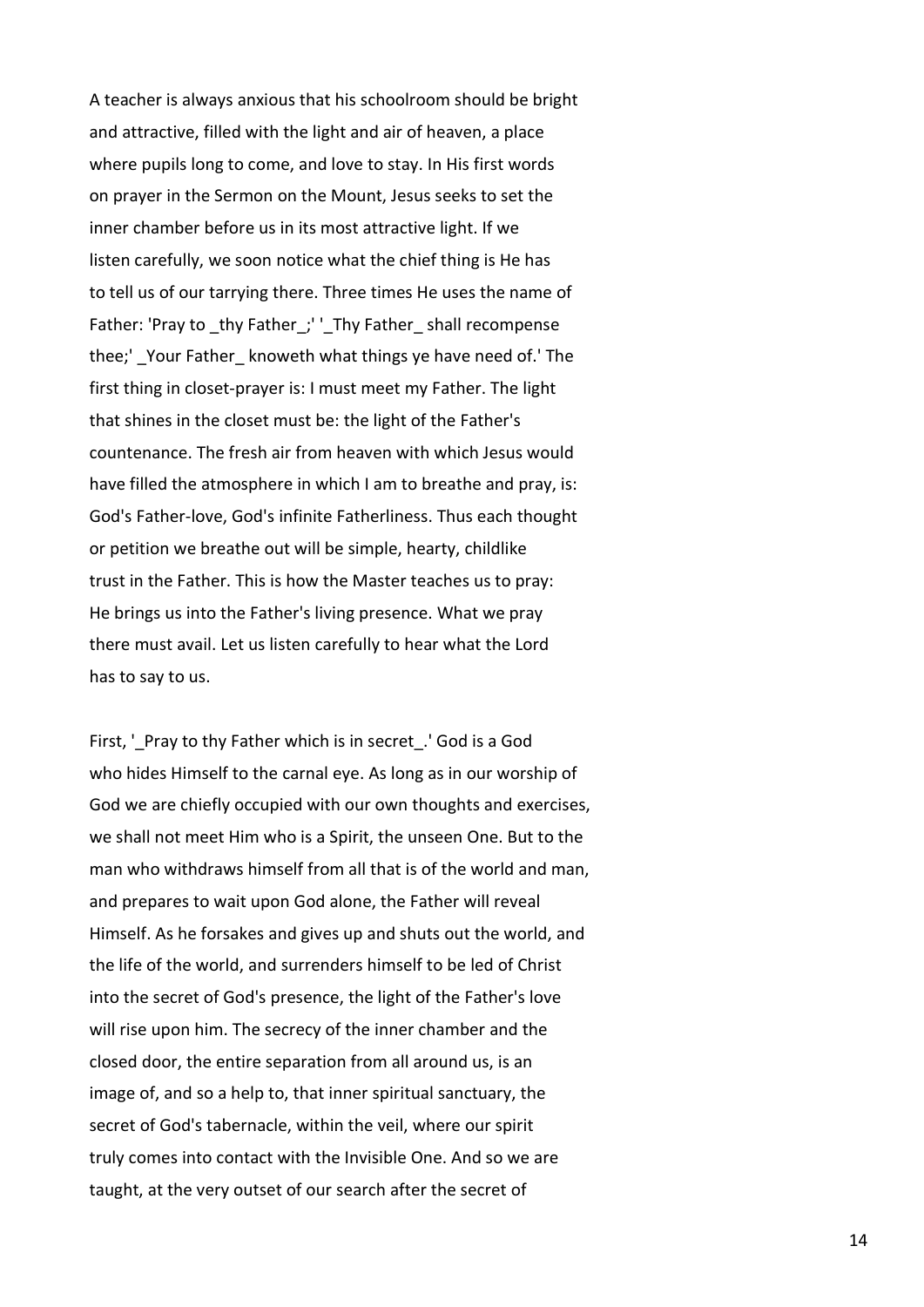A teacher is always anxious that his schoolroom should be bright and attractive, filled with the light and air of heaven, a place where pupils long to come, and love to stay. In His first words on prayer in the Sermon on the Mount, Jesus seeks to set the inner chamber before us in its most attractive light. If we listen carefully, we soon notice what the chief thing is He has to tell us of our tarrying there. Three times He uses the name of Father: 'Pray to _thy Father_;' '_Thy Father_ shall recompense thee;' _Your Father_ knoweth what things ye have need of.' The first thing in closet-prayer is: I must meet my Father. The light that shines in the closet must be: the light of the Father's countenance. The fresh air from heaven with which Jesus would have filled the atmosphere in which I am to breathe and pray, is: God's Father-love, God's infinite Fatherliness. Thus each thought or petition we breathe out will be simple, hearty, childlike trust in the Father. This is how the Master teaches us to pray: He brings us into the Father's living presence. What we pray there must avail. Let us listen carefully to hear what the Lord has to say to us.

First, '_Pray to thy Father which is in secret_.' God is a God who hides Himself to the carnal eye. As long as in our worship of God we are chiefly occupied with our own thoughts and exercises, we shall not meet Him who is a Spirit, the unseen One. But to the man who withdraws himself from all that is of the world and man, and prepares to wait upon God alone, the Father will reveal Himself. As he forsakes and gives up and shuts out the world, and the life of the world, and surrenders himself to be led of Christ into the secret of God's presence, the light of the Father's love will rise upon him. The secrecy of the inner chamber and the closed door, the entire separation from all around us, is an image of, and so a help to, that inner spiritual sanctuary, the secret of God's tabernacle, within the veil, where our spirit truly comes into contact with the Invisible One. And so we are taught, at the very outset of our search after the secret of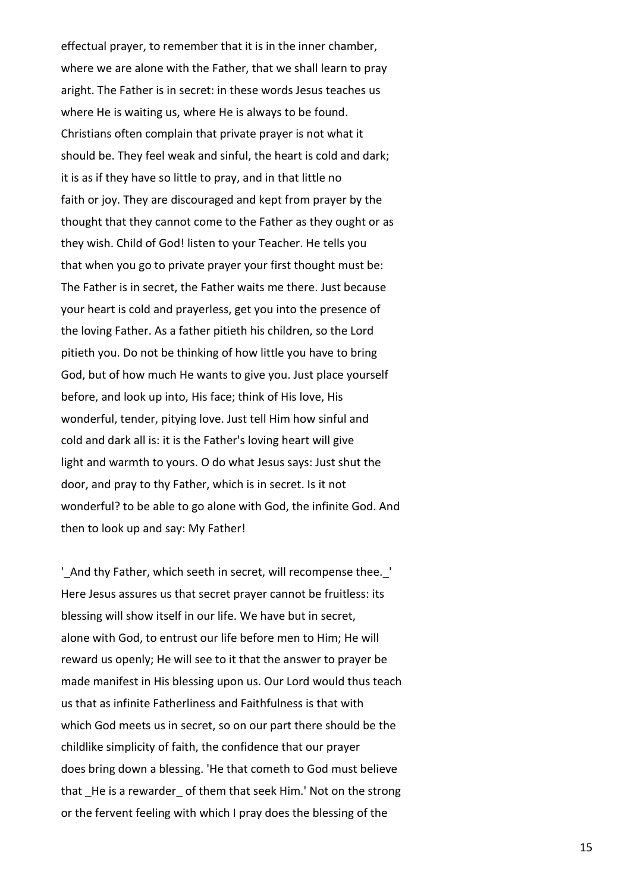effectual prayer, to remember that it is in the inner chamber, where we are alone with the Father, that we shall learn to pray aright. The Father is in secret: in these words Jesus teaches us where He is waiting us, where He is always to be found. Christians often complain that private prayer is not what it should be. They feel weak and sinful, the heart is cold and dark; it is as if they have so little to pray, and in that little no faith or joy. They are discouraged and kept from prayer by the thought that they cannot come to the Father as they ought or as they wish. Child of God! listen to your Teacher. He tells you that when you go to private prayer your first thought must be: The Father is in secret, the Father waits me there. Just because your heart is cold and prayerless, get you into the presence of the loving Father. As a father pitieth his children, so the Lord pitieth you. Do not be thinking of how little you have to bring God, but of how much He wants to give you. Just place yourself before, and look up into, His face; think of His love, His wonderful, tender, pitying love. Just tell Him how sinful and cold and dark all is: it is the Father's loving heart will give light and warmth to yours. O do what Jesus says: Just shut the door, and pray to thy Father, which is in secret. Is it not wonderful? to be able to go alone with God, the infinite God. And then to look up and say: My Father!

'_And thy Father, which seeth in secret, will recompense thee._' Here Jesus assures us that secret prayer cannot be fruitless: its blessing will show itself in our life. We have but in secret, alone with God, to entrust our life before men to Him; He will reward us openly; He will see to it that the answer to prayer be made manifest in His blessing upon us. Our Lord would thus teach us that as infinite Fatherliness and Faithfulness is that with which God meets us in secret, so on our part there should be the childlike simplicity of faith, the confidence that our prayer does bring down a blessing. 'He that cometh to God must believe that _He is a rewarder_ of them that seek Him.' Not on the strong or the fervent feeling with which I pray does the blessing of the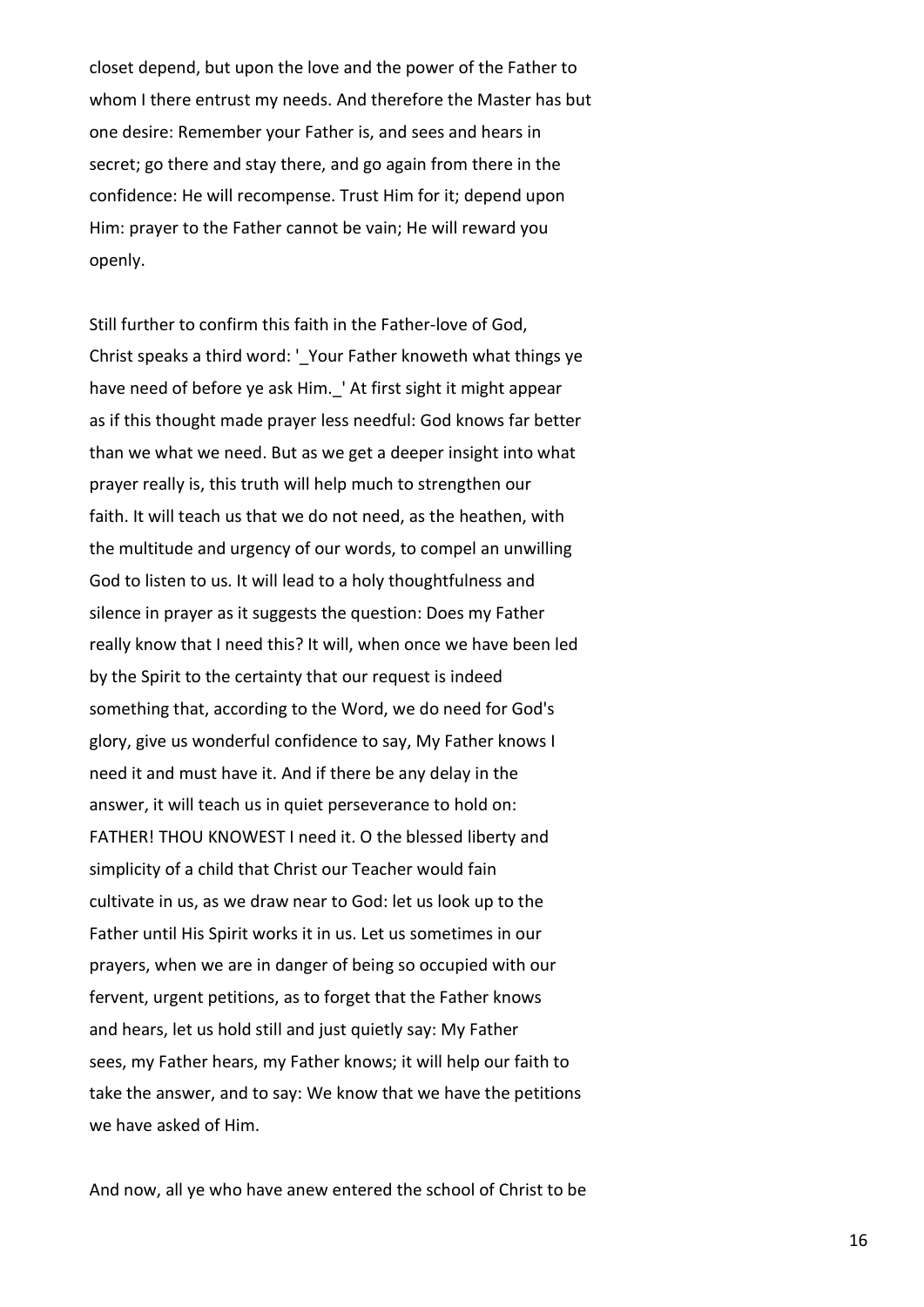closet depend, but upon the love and the power of the Father to whom I there entrust my needs. And therefore the Master has but one desire: Remember your Father is, and sees and hears in secret; go there and stay there, and go again from there in the confidence: He will recompense. Trust Him for it; depend upon Him: prayer to the Father cannot be vain; He will reward you openly.

Still further to confirm this faith in the Father-love of God, Christ speaks a third word: '_Your Father knoweth what things ye have need of before ye ask Him._' At first sight it might appear as if this thought made prayer less needful: God knows far better than we what we need. But as we get a deeper insight into what prayer really is, this truth will help much to strengthen our faith. It will teach us that we do not need, as the heathen, with the multitude and urgency of our words, to compel an unwilling God to listen to us. It will lead to a holy thoughtfulness and silence in prayer as it suggests the question: Does my Father really know that I need this? It will, when once we have been led by the Spirit to the certainty that our request is indeed something that, according to the Word, we do need for God's glory, give us wonderful confidence to say, My Father knows I need it and must have it. And if there be any delay in the answer, it will teach us in quiet perseverance to hold on: FATHER! THOU KNOWEST I need it. O the blessed liberty and simplicity of a child that Christ our Teacher would fain cultivate in us, as we draw near to God: let us look up to the Father until His Spirit works it in us. Let us sometimes in our prayers, when we are in danger of being so occupied with our fervent, urgent petitions, as to forget that the Father knows and hears, let us hold still and just quietly say: My Father sees, my Father hears, my Father knows; it will help our faith to take the answer, and to say: We know that we have the petitions we have asked of Him.

And now, all ye who have anew entered the school of Christ to be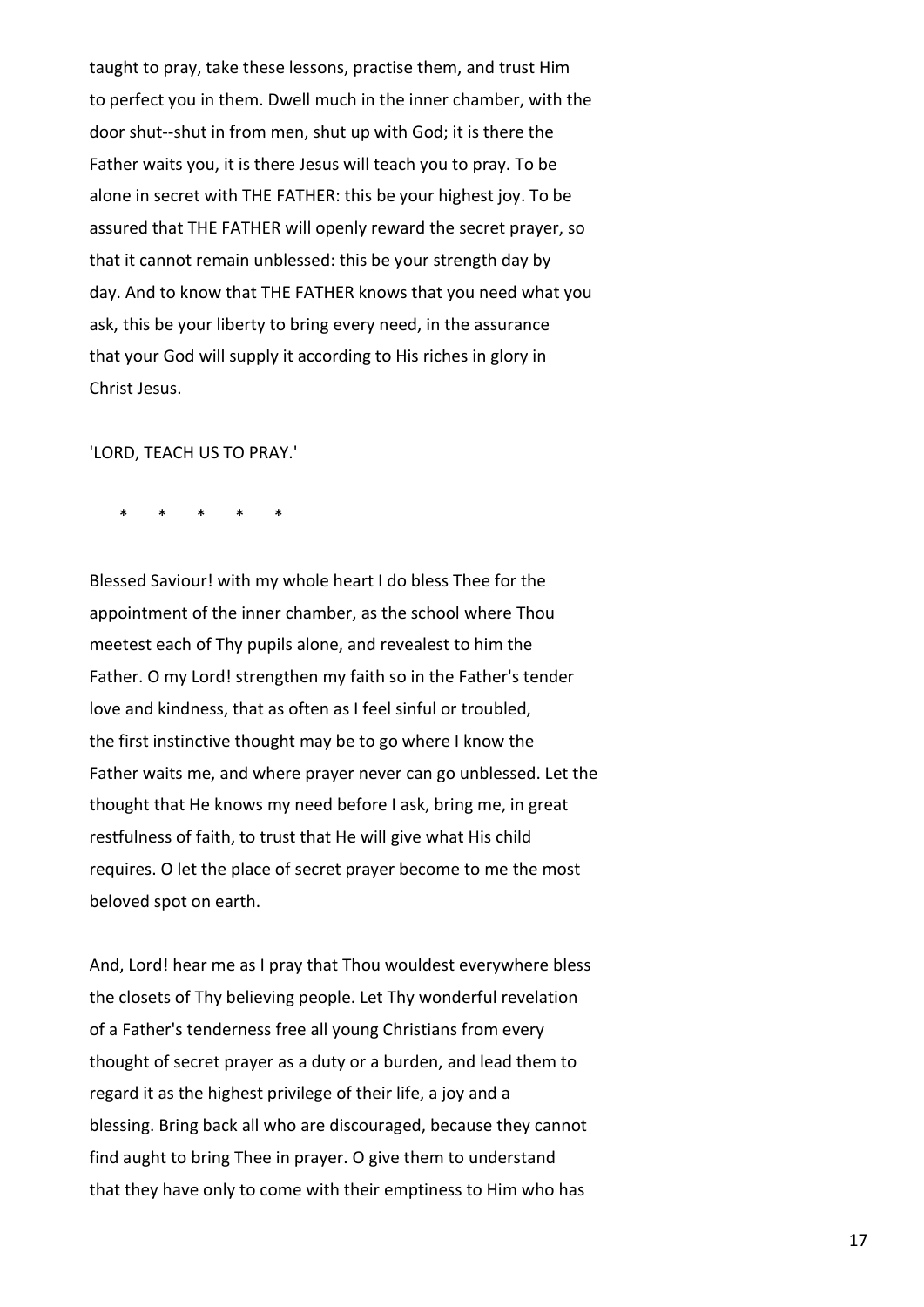taught to pray, take these lessons, practise them, and trust Him to perfect you in them. Dwell much in the inner chamber, with the door shut--shut in from men, shut up with God; it is there the Father waits you, it is there Jesus will teach you to pray. To be alone in secret with THE FATHER: this be your highest joy. To be assured that THE FATHER will openly reward the secret prayer, so that it cannot remain unblessed: this be your strength day by day. And to know that THE FATHER knows that you need what you ask, this be your liberty to bring every need, in the assurance that your God will supply it according to His riches in glory in Christ Jesus.

'LORD, TEACH US TO PRAY.'

\*     \*     \*     \*     \*

Blessed Saviour! with my whole heart I do bless Thee for the appointment of the inner chamber, as the school where Thou meetest each of Thy pupils alone, and revealest to him the Father. O my Lord! strengthen my faith so in the Father's tender love and kindness, that as often as I feel sinful or troubled, the first instinctive thought may be to go where I know the Father waits me, and where prayer never can go unblessed. Let the thought that He knows my need before I ask, bring me, in great restfulness of faith, to trust that He will give what His child requires. O let the place of secret prayer become to me the most beloved spot on earth.

And, Lord! hear me as I pray that Thou wouldest everywhere bless the closets of Thy believing people. Let Thy wonderful revelation of a Father's tenderness free all young Christians from every thought of secret prayer as a duty or a burden, and lead them to regard it as the highest privilege of their life, a joy and a blessing. Bring back all who are discouraged, because they cannot find aught to bring Thee in prayer. O give them to understand that they have only to come with their emptiness to Him who has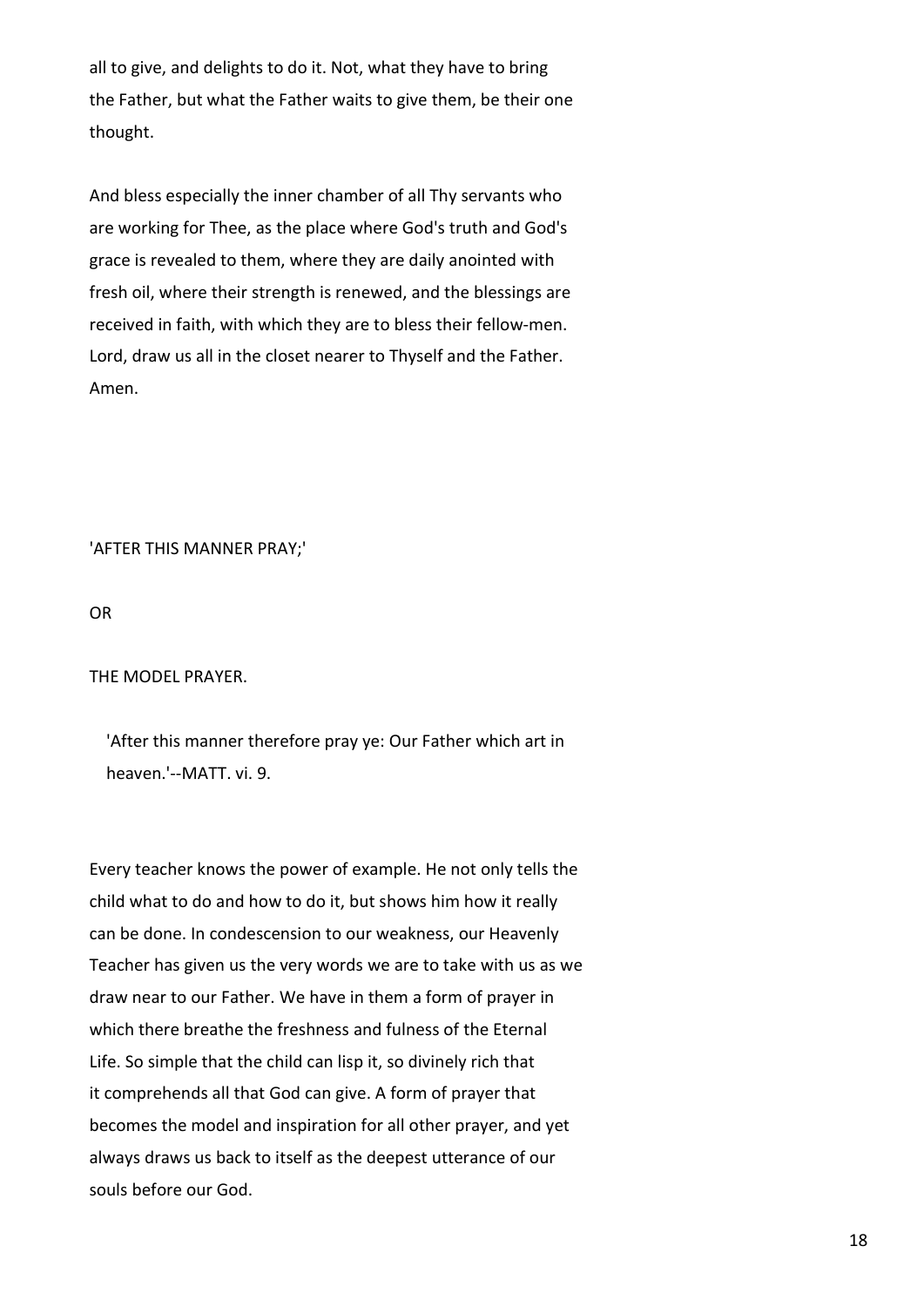all to give, and delights to do it. Not, what they have to bring the Father, but what the Father waits to give them, be their one thought.

And bless especially the inner chamber of all Thy servants who are working for Thee, as the place where God's truth and God's grace is revealed to them, where they are daily anointed with fresh oil, where their strength is renewed, and the blessings are received in faith, with which they are to bless their fellow-men. Lord, draw us all in the closet nearer to Thyself and the Father. Amen.

## 'AFTER THIS MANNER PRAY;'

## OR

## THE MODEL PRAYER.

> 'After this manner therefore pray ye: Our Father which art in heaven.'--MATT. vi. 9.

Every teacher knows the power of example. He not only tells the child what to do and how to do it, but shows him how it really can be done. In condescension to our weakness, our Heavenly Teacher has given us the very words we are to take with us as we draw near to our Father. We have in them a form of prayer in which there breathe the freshness and fulness of the Eternal Life. So simple that the child can lisp it, so divinely rich that it comprehends all that God can give. A form of prayer that becomes the model and inspiration for all other prayer, and yet always draws us back to itself as the deepest utterance of our souls before our God.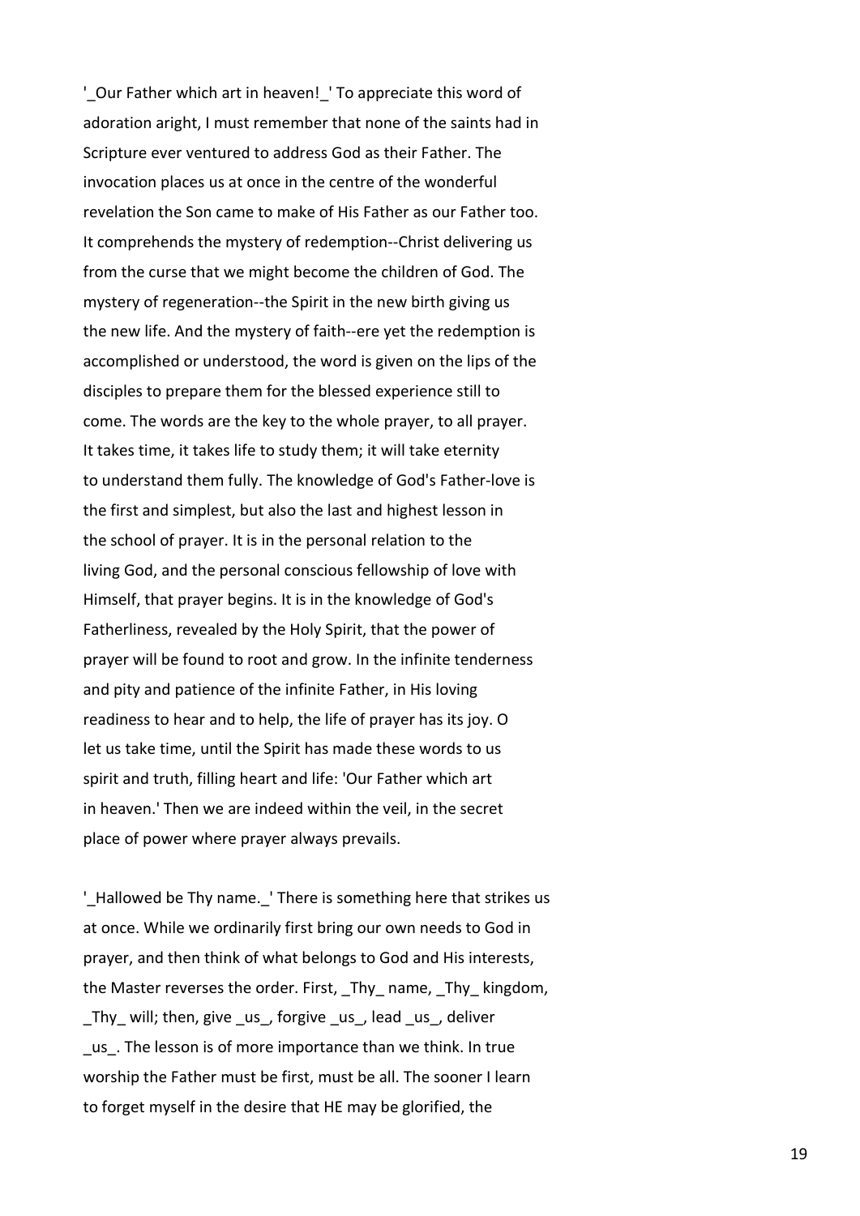'_Our Father which art in heaven!_' To appreciate this word of adoration aright, I must remember that none of the saints had in Scripture ever ventured to address God as their Father. The invocation places us at once in the centre of the wonderful revelation the Son came to make of His Father as our Father too. It comprehends the mystery of redemption--Christ delivering us from the curse that we might become the children of God. The mystery of regeneration--the Spirit in the new birth giving us the new life. And the mystery of faith--ere yet the redemption is accomplished or understood, the word is given on the lips of the disciples to prepare them for the blessed experience still to come. The words are the key to the whole prayer, to all prayer. It takes time, it takes life to study them; it will take eternity to understand them fully. The knowledge of God's Father-love is the first and simplest, but also the last and highest lesson in the school of prayer. It is in the personal relation to the living God, and the personal conscious fellowship of love with Himself, that prayer begins. It is in the knowledge of God's Fatherliness, revealed by the Holy Spirit, that the power of prayer will be found to root and grow. In the infinite tenderness and pity and patience of the infinite Father, in His loving readiness to hear and to help, the life of prayer has its joy. O let us take time, until the Spirit has made these words to us spirit and truth, filling heart and life: 'Our Father which art in heaven.' Then we are indeed within the veil, in the secret place of power where prayer always prevails.

'_Hallowed be Thy name._' There is something here that strikes us at once. While we ordinarily first bring our own needs to God in prayer, and then think of what belongs to God and His interests, the Master reverses the order. First, _Thy_ name, _Thy_ kingdom, _Thy_ will; then, give _us_, forgive _us_, lead _us_, deliver _us_. The lesson is of more importance than we think. In true worship the Father must be first, must be all. The sooner I learn to forget myself in the desire that HE may be glorified, the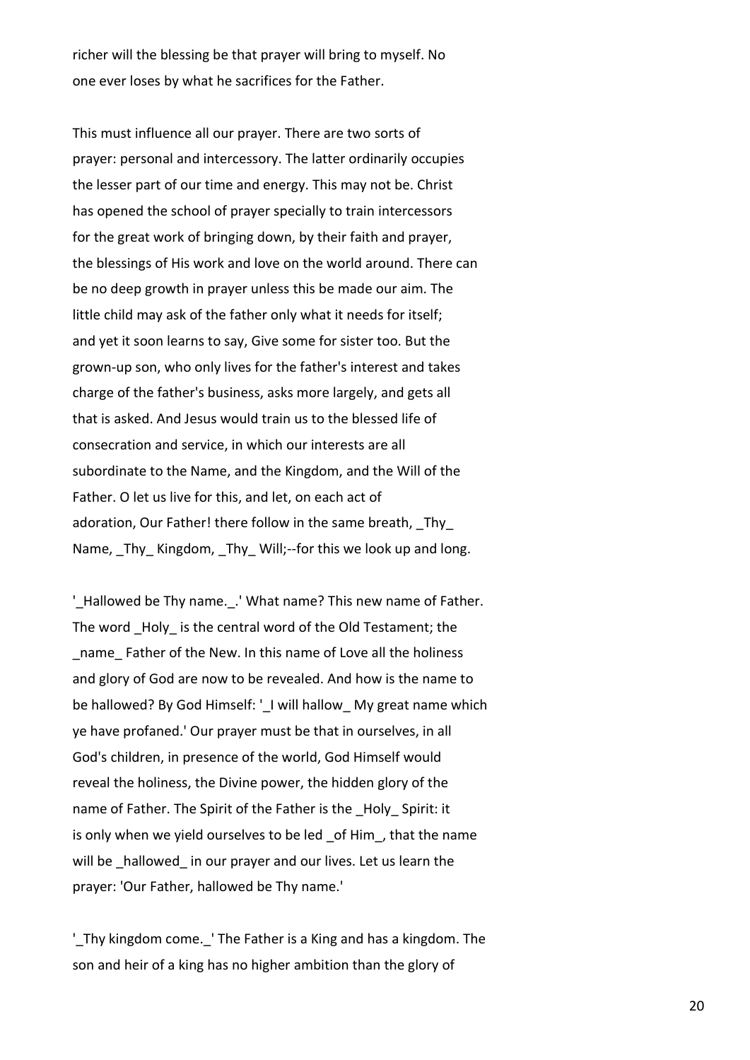richer will the blessing be that prayer will bring to myself. No one ever loses by what he sacrifices for the Father.

This must influence all our prayer. There are two sorts of prayer: personal and intercessory. The latter ordinarily occupies the lesser part of our time and energy. This may not be. Christ has opened the school of prayer specially to train intercessors for the great work of bringing down, by their faith and prayer, the blessings of His work and love on the world around. There can be no deep growth in prayer unless this be made our aim. The little child may ask of the father only what it needs for itself; and yet it soon learns to say, Give some for sister too. But the grown-up son, who only lives for the father's interest and takes charge of the father's business, asks more largely, and gets all that is asked. And Jesus would train us to the blessed life of consecration and service, in which our interests are all subordinate to the Name, and the Kingdom, and the Will of the Father. O let us live for this, and let, on each act of adoration, Our Father! there follow in the same breath, _Thy_ Name, _Thy_ Kingdom, _Thy_ Will;--for this we look up and long.

'_Hallowed be Thy name._' What name? This new name of Father. The word _Holy_ is the central word of the Old Testament; the _name_ Father of the New. In this name of Love all the holiness and glory of God are now to be revealed. And how is the name to be hallowed? By God Himself: '_I will hallow_ My great name which ye have profaned.' Our prayer must be that in ourselves, in all God's children, in presence of the world, God Himself would reveal the holiness, the Divine power, the hidden glory of the name of Father. The Spirit of the Father is the _Holy_ Spirit: it is only when we yield ourselves to be led _of Him_, that the name will be _hallowed_ in our prayer and our lives. Let us learn the prayer: 'Our Father, hallowed be Thy name.'

'_Thy kingdom come._' The Father is a King and has a kingdom. The son and heir of a king has no higher ambition than the glory of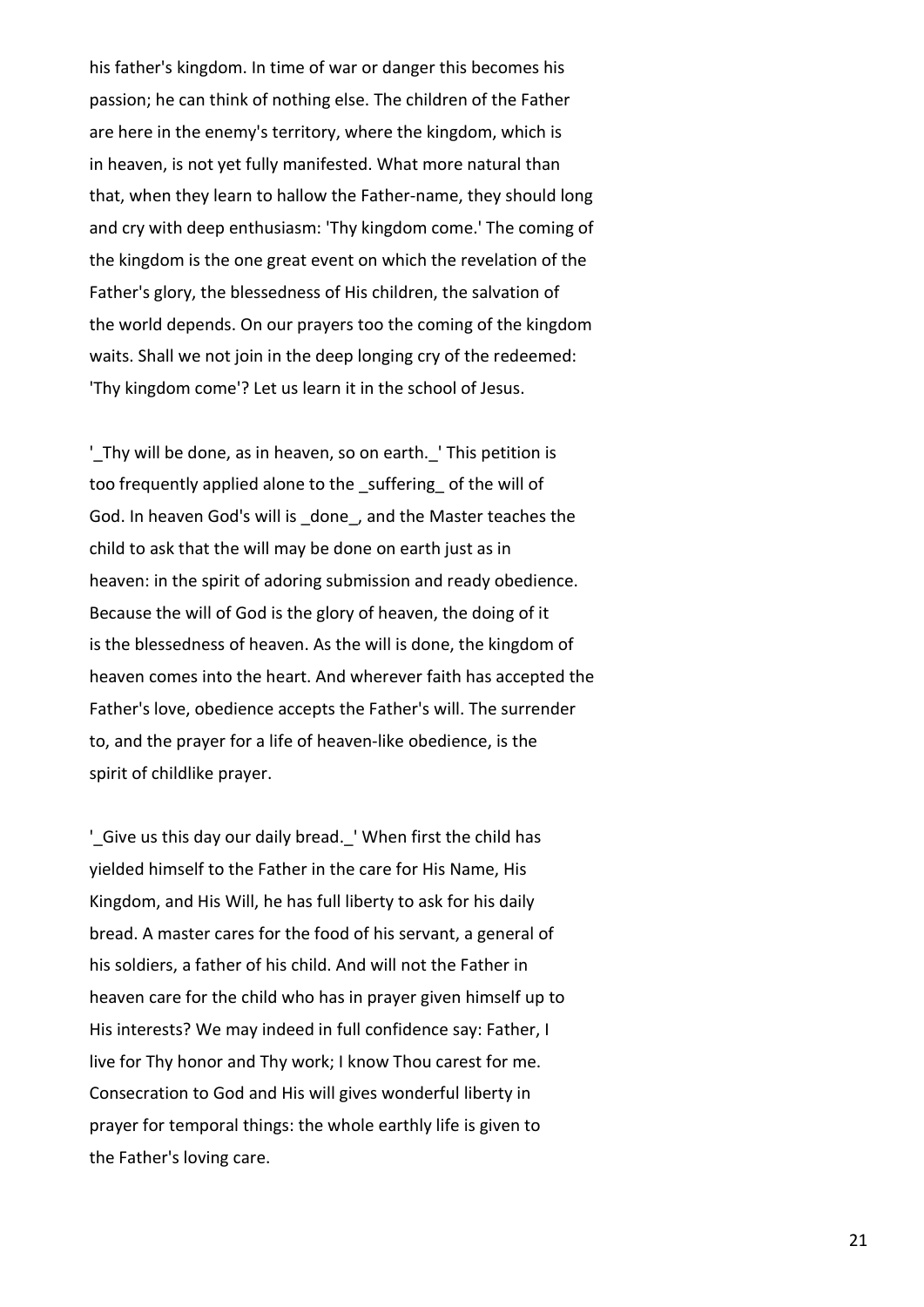his father's kingdom. In time of war or danger this becomes his passion; he can think of nothing else. The children of the Father are here in the enemy's territory, where the kingdom, which is in heaven, is not yet fully manifested. What more natural than that, when they learn to hallow the Father-name, they should long and cry with deep enthusiasm: 'Thy kingdom come.' The coming of the kingdom is the one great event on which the revelation of the Father's glory, the blessedness of His children, the salvation of the world depends. On our prayers too the coming of the kingdom waits. Shall we not join in the deep longing cry of the redeemed: 'Thy kingdom come'? Let us learn it in the school of Jesus.

'_Thy will be done, as in heaven, so on earth._' This petition is too frequently applied alone to the _suffering_ of the will of God. In heaven God's will is _done_, and the Master teaches the child to ask that the will may be done on earth just as in heaven: in the spirit of adoring submission and ready obedience. Because the will of God is the glory of heaven, the doing of it is the blessedness of heaven. As the will is done, the kingdom of heaven comes into the heart. And wherever faith has accepted the Father's love, obedience accepts the Father's will. The surrender to, and the prayer for a life of heaven-like obedience, is the spirit of childlike prayer.

'_Give us this day our daily bread._' When first the child has yielded himself to the Father in the care for His Name, His Kingdom, and His Will, he has full liberty to ask for his daily bread. A master cares for the food of his servant, a general of his soldiers, a father of his child. And will not the Father in heaven care for the child who has in prayer given himself up to His interests? We may indeed in full confidence say: Father, I live for Thy honor and Thy work; I know Thou carest for me. Consecration to God and His will gives wonderful liberty in prayer for temporal things: the whole earthly life is given to the Father's loving care.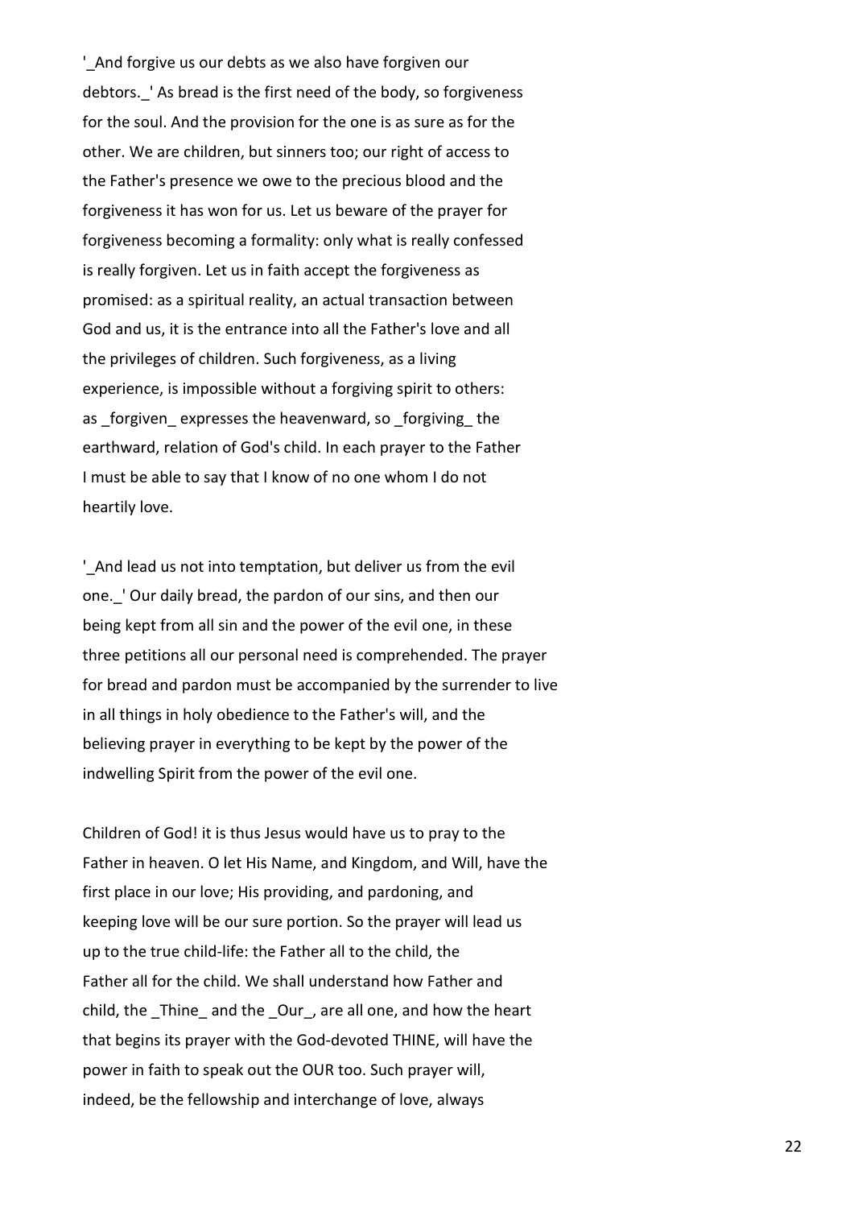'_And forgive us our debts as we also have forgiven our debtors._' As bread is the first need of the body, so forgiveness for the soul. And the provision for the one is as sure as for the other. We are children, but sinners too; our right of access to the Father's presence we owe to the precious blood and the forgiveness it has won for us. Let us beware of the prayer for forgiveness becoming a formality: only what is really confessed is really forgiven. Let us in faith accept the forgiveness as promised: as a spiritual reality, an actual transaction between God and us, it is the entrance into all the Father's love and all the privileges of children. Such forgiveness, as a living experience, is impossible without a forgiving spirit to others: as _forgiven_ expresses the heavenward, so _forgiving_ the earthward, relation of God's child. In each prayer to the Father I must be able to say that I know of no one whom I do not heartily love.

'_And lead us not into temptation, but deliver us from the evil one._' Our daily bread, the pardon of our sins, and then our being kept from all sin and the power of the evil one, in these three petitions all our personal need is comprehended. The prayer for bread and pardon must be accompanied by the surrender to live in all things in holy obedience to the Father's will, and the believing prayer in everything to be kept by the power of the indwelling Spirit from the power of the evil one.

Children of God! it is thus Jesus would have us to pray to the Father in heaven. O let His Name, and Kingdom, and Will, have the first place in our love; His providing, and pardoning, and keeping love will be our sure portion. So the prayer will lead us up to the true child-life: the Father all to the child, the Father all for the child. We shall understand how Father and child, the _Thine_ and the _Our_, are all one, and how the heart that begins its prayer with the God-devoted THINE, will have the power in faith to speak out the OUR too. Such prayer will, indeed, be the fellowship and interchange of love, always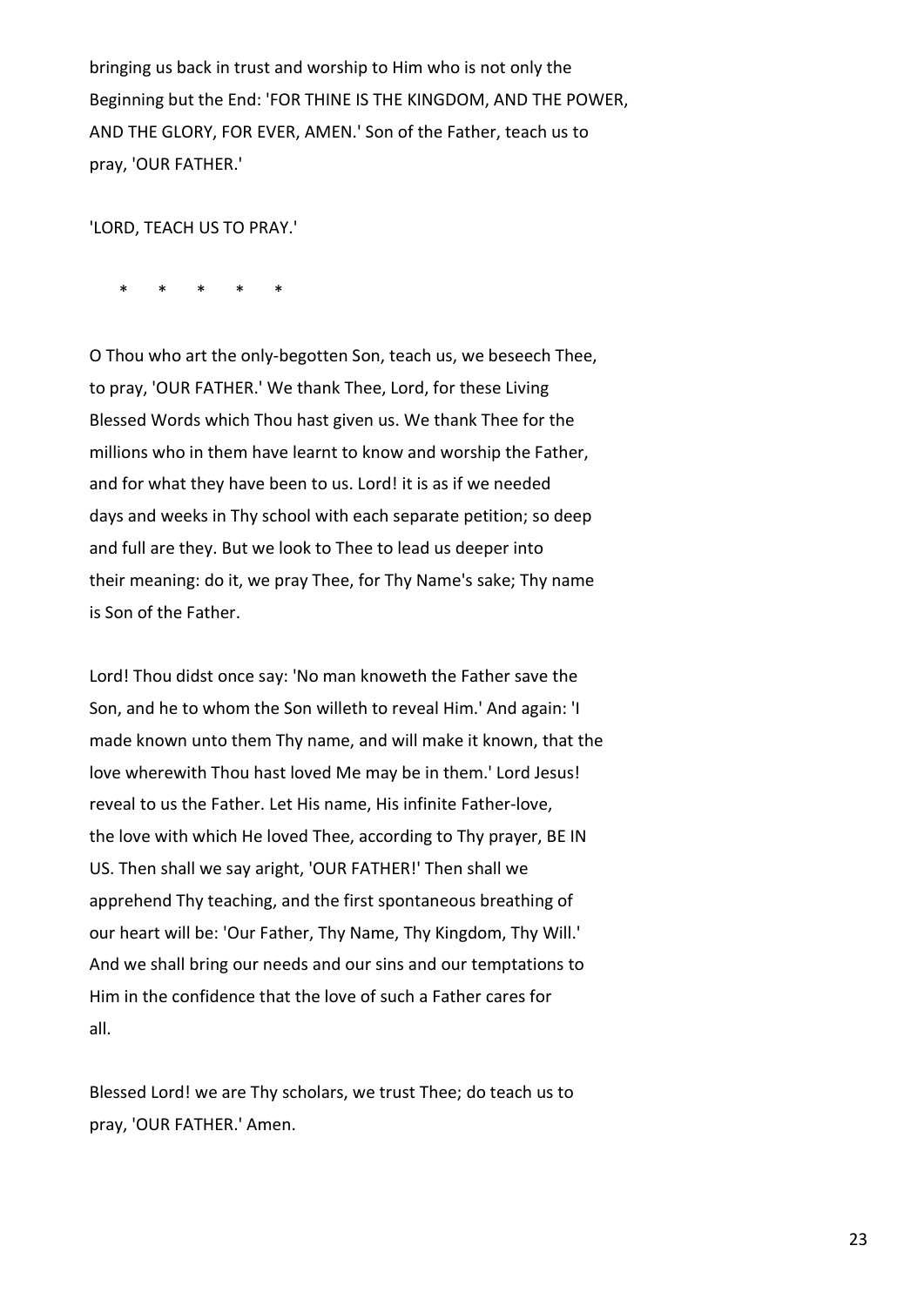bringing us back in trust and worship to Him who is not only the Beginning but the End: 'FOR THINE IS THE KINGDOM, AND THE POWER, AND THE GLORY, FOR EVER, AMEN.' Son of the Father, teach us to pray, 'OUR FATHER.'

'LORD, TEACH US TO PRAY.'

*     *     *     *     *

O Thou who art the only-begotten Son, teach us, we beseech Thee, to pray, 'OUR FATHER.' We thank Thee, Lord, for these Living Blessed Words which Thou hast given us. We thank Thee for the millions who in them have learnt to know and worship the Father, and for what they have been to us. Lord! it is as if we needed days and weeks in Thy school with each separate petition; so deep and full are they. But we look to Thee to lead us deeper into their meaning: do it, we pray Thee, for Thy Name's sake; Thy name is Son of the Father.

Lord! Thou didst once say: 'No man knoweth the Father save the Son, and he to whom the Son willeth to reveal Him.' And again: 'I made known unto them Thy name, and will make it known, that the love wherewith Thou hast loved Me may be in them.' Lord Jesus! reveal to us the Father. Let His name, His infinite Father-love, the love with which He loved Thee, according to Thy prayer, BE IN US. Then shall we say aright, 'OUR FATHER!' Then shall we apprehend Thy teaching, and the first spontaneous breathing of our heart will be: 'Our Father, Thy Name, Thy Kingdom, Thy Will.' And we shall bring our needs and our sins and our temptations to Him in the confidence that the love of such a Father cares for all.

Blessed Lord! we are Thy scholars, we trust Thee; do teach us to pray, 'OUR FATHER.' Amen.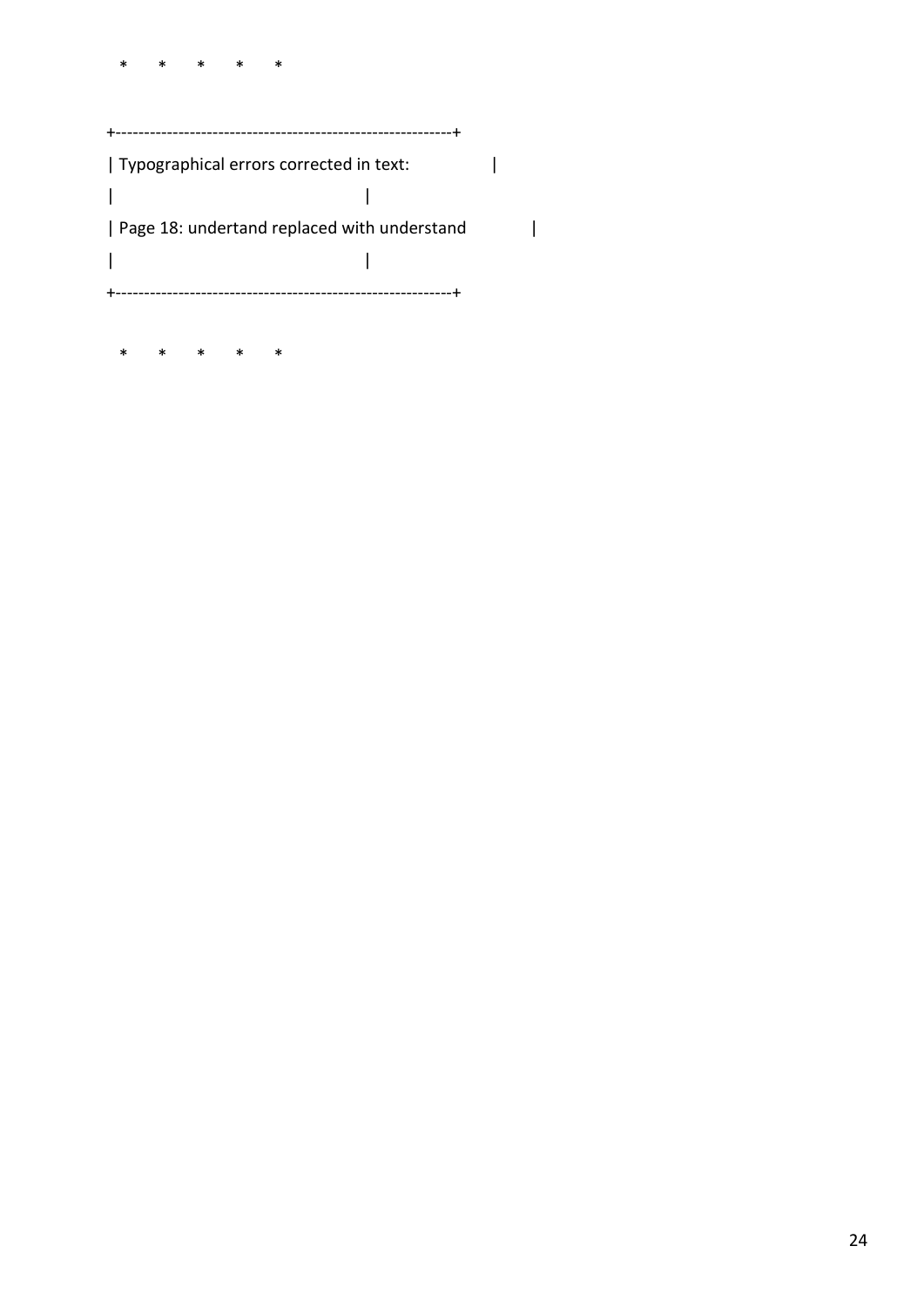*       *       *       *       *

```
+-----------------------------------------------------------+
| Typographical errors corrected in text:                   |
|                                                           |
| Page 18: undertand replaced with understand               |
|                                                           |
+-----------------------------------------------------------+
```

*       *       *       *       *